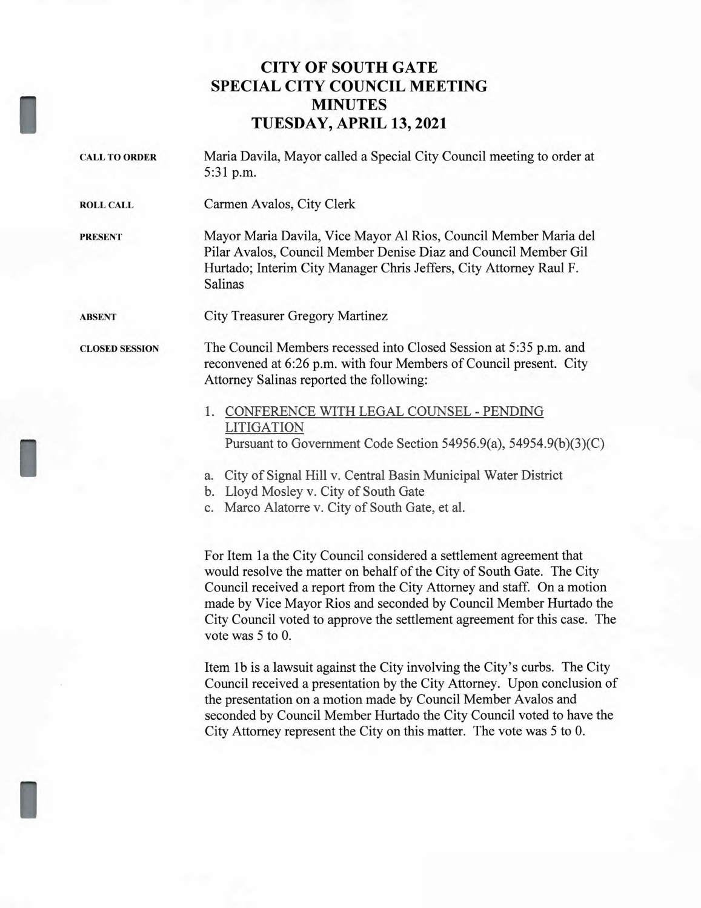# CITY OF SOUTH GATE
## SPECIAL CITY COUNCIL MEETING
## MINUTES
## TUESDAY, APRIL 13, 2021

**CALL TO ORDER** Maria Davila, Mayor called a Special City Council meeting to order at 5:31 p.m.

**ROLL CALL** Carmen Avalos, City Clerk

**PRESENT** Mayor Maria Davila, Vice Mayor Al Rios, Council Member Maria del Pilar Avalos, Council Member Denise Diaz and Council Member Gil Hurtado; Interim City Manager Chris Jeffers, City Attorney Raul F. Salinas

**ABSENT** City Treasurer Gregory Martinez

**CLOSED SESSION** The Council Members recessed into Closed Session at 5:35 p.m. and reconvened at 6:26 p.m. with four Members of Council present. City Attorney Salinas reported the following:

1. <u>CONFERENCE WITH LEGAL COUNSEL - PENDING LITIGATION</u>
   Pursuant to Government Code Section 54956.9(a), 54954.9(b)(3)(C)

a. City of Signal Hill v. Central Basin Municipal Water District
b. Lloyd Mosley v. City of South Gate
c. Marco Alatorre v. City of South Gate, et al.

For Item 1a the City Council considered a settlement agreement that would resolve the matter on behalf of the City of South Gate. The City Council received a report from the City Attorney and staff. On a motion made by Vice Mayor Rios and seconded by Council Member Hurtado the City Council voted to approve the settlement agreement for this case. The vote was 5 to 0.

Item 1b is a lawsuit against the City involving the City's curbs. The City Council received a presentation by the City Attorney. Upon conclusion of the presentation on a motion made by Council Member Avalos and seconded by Council Member Hurtado the City Council voted to have the City Attorney represent the City on this matter. The vote was 5 to 0.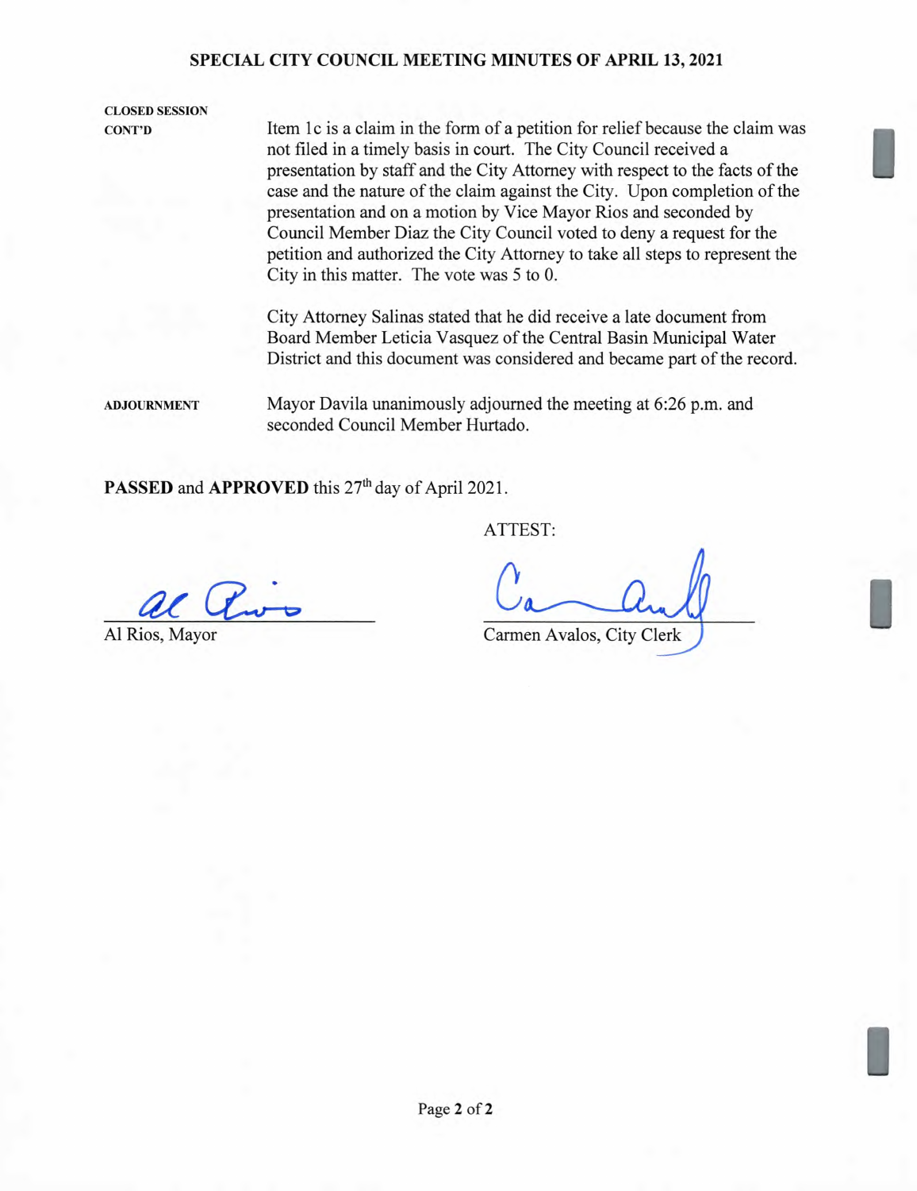## SPECIAL CITY COUNCIL MEETING MINUTES OF APRIL 13, 2021

**CLOSED SESSION CONT'D**

Item 1c is a claim in the form of a petition for relief because the claim was not filed in a timely basis in court. The City Council received a presentation by staff and the City Attorney with respect to the facts of the case and the nature of the claim against the City. Upon completion of the presentation and on a motion by Vice Mayor Rios and seconded by Council Member Diaz the City Council voted to deny a request for the petition and authorized the City Attorney to take all steps to represent the City in this matter. The vote was 5 to 0.

City Attorney Salinas stated that he did receive a late document from Board Member Leticia Vasquez of the Central Basin Municipal Water District and this document was considered and became part of the record.

**ADJOURNMENT**

Mayor Davila unanimously adjourned the meeting at 6:26 p.m. and seconded Council Member Hurtado.

**PASSED** and **APPROVED** this 27th day of April 2021.

ATTEST:

Al Rios, Mayor

Carmen Avalos, City Clerk